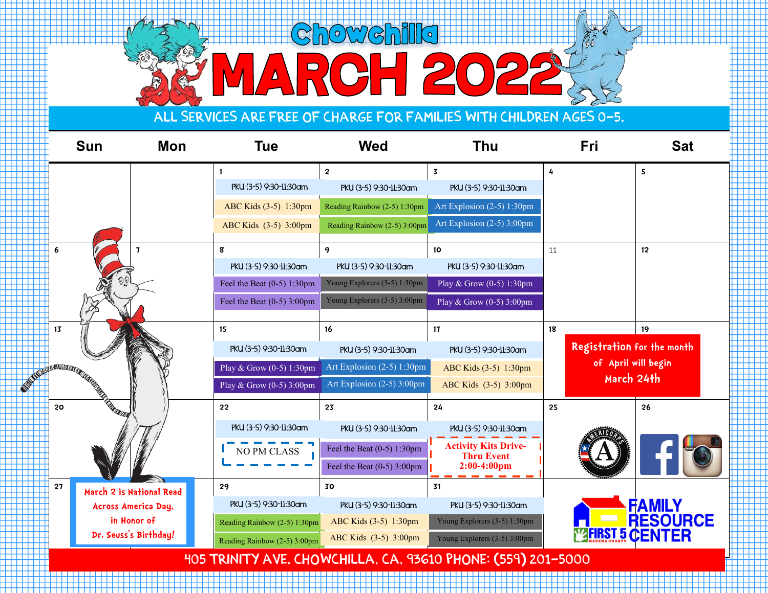# Chowchilla

# MARCH 2022

ALL SERVICES ARE FREE OF CHARGE FOR FAMILIES WITH CHILDREN AGES 0-5.

| Sun | Mon | Tue | Wed | Thu | Fri | Sat |
|---|---|---|---|---|---|---|
| | | 1<br>PKU (3-5) 9:30-11:30am<br>ABC Kids (3-5) 1:30pm<br>ABC Kids (3-5) 3:00pm | 2<br>PKU (3-5) 9:30-11:30am<br>Reading Rainbow (2-5) 1:30pm<br>Reading Rainbow (2-5) 3:00pm | 3<br>PKU (3-5) 9:30-11:30am<br>Art Explosion (2-5) 1:30pm<br>Art Explosion (2-5) 3:00pm | 4 | 5 |
| 6 | 7 | 8<br>PKU (3-5) 9:30-11:30am<br>Feel the Beat (0-5) 1:30pm<br>Feel the Beat (0-5) 3:00pm | 9<br>PKU (3-5) 9:30-11:30am<br>Young Explorers (3-5) 1:30pm<br>Young Explorers (3-5) 3:00pm | 10<br>PKU (3-5) 9:30-11:30am<br>Play & Grow (0-5) 1:30pm<br>Play & Grow (0-5) 3:00pm | 11 | 12 |
| 13 | | 15<br>PKU (3-5) 9:30-11:30am<br>Play & Grow (0-5) 1:30pm<br>Play & Grow (0-5) 3:00pm | 16<br>PKU (3-5) 9:30-11:30am<br>Art Explosion (2-5) 1:30pm<br>Art Explosion (2-5) 3:00pm | 17<br>PKU (3-5) 9:30-11:30am<br>ABC Kids (3-5) 1:30pm<br>ABC Kids (3-5) 3:00pm | 18<br>Registration for the month of April will begin March 24th | 19 |
| 20 | | 22<br>PKU (3-5) 9:30-11:30am<br>NO PM CLASS | 23<br>PKU (3-5) 9:30-11:30am<br>Feel the Beat (0-5) 1:30pm<br>Feel the Beat (0-5) 3:00pm | 24<br>PKU (3-5) 9:30-11:30am<br>Activity Kits Drive-Thru Event 2:00-4:00pm | 25 | 26 |
| 27<br>March 2 is National Read Across America Day, in Honor of Dr. Seuss's Birthday! | | 29<br>PKU (3-5) 9:30-11:30am<br>Reading Rainbow (2-5) 1:30pm<br>Reading Rainbow (2-5) 3:00pm | 30<br>PKU (3-5) 9:30-11:30am<br>ABC Kids (3-5) 1:30pm<br>ABC Kids (3-5) 3:00pm | 31<br>PKU (3-5) 9:30-11:30am<br>Young Explorers (3-5) 1:30pm<br>Young Explorers (3-5) 3:00pm | | |

FAMILY RESOURCE CENTER — FIRST 5 MADERA COUNTY

405 TRINITY AVE. CHOWCHILLA, CA. 93610 PHONE: (559) 201-5000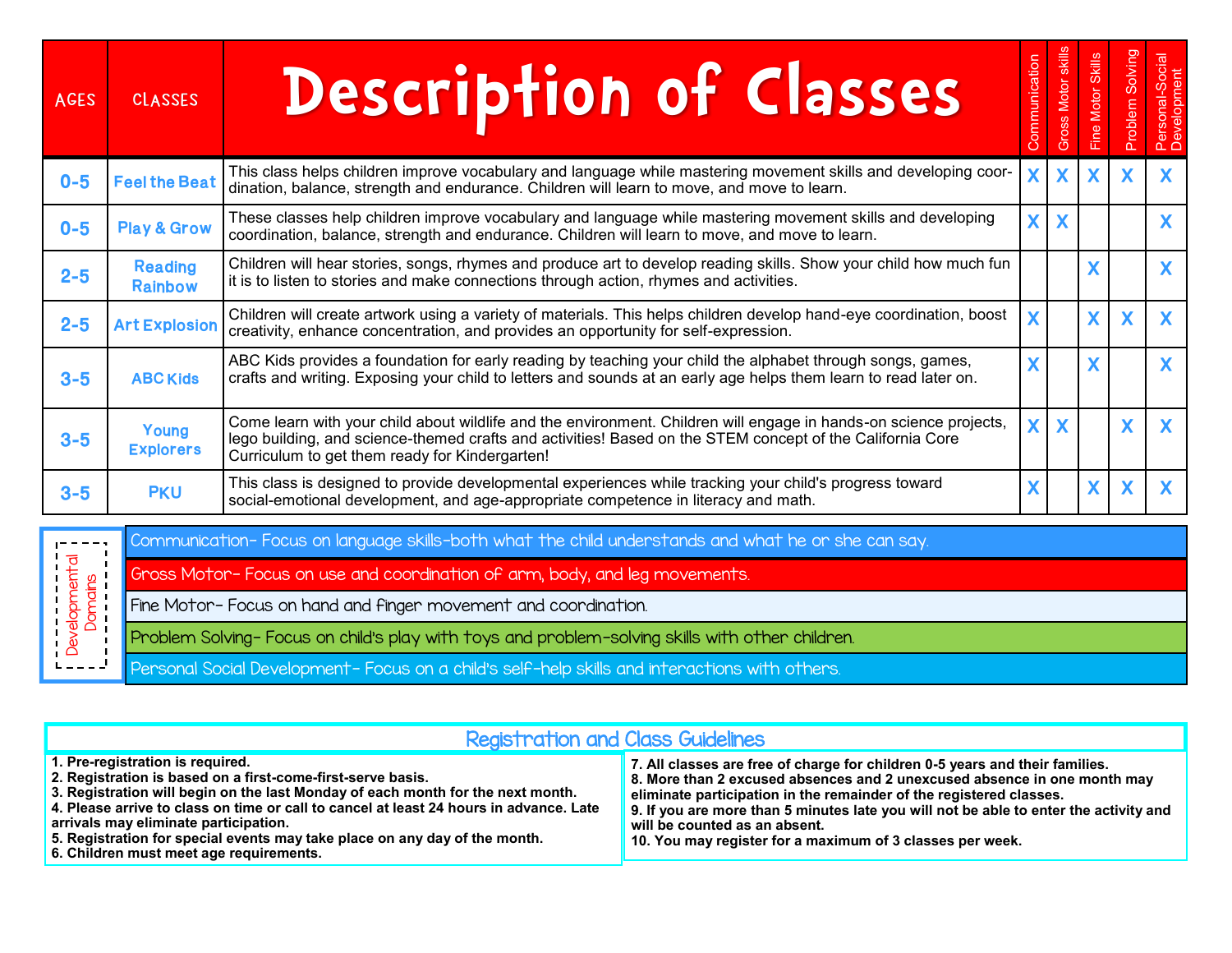| AGES | CLASSES | Description of Classes | Communication | Gross Motor skills | Fine Motor Skills | Problem Solving | Personal-Social Development |
|---|---|---|---|---|---|---|---|
| 0-5 | Feel the Beat | This class helps children improve vocabulary and language while mastering movement skills and developing coordination, balance, strength and endurance. Children will learn to move, and move to learn. | X | X | X | X | X |
| 0-5 | Play & Grow | These classes help children improve vocabulary and language while mastering movement skills and developing coordination, balance, strength and endurance. Children will learn to move, and move to learn. | X | X | | | X |
| 2-5 | Reading Rainbow | Children will hear stories, songs, rhymes and produce art to develop reading skills. Show your child how much fun it is to listen to stories and make connections through action, rhymes and activities. | | | X | | X |
| 2-5 | Art Explosion | Children will create artwork using a variety of materials. This helps children develop hand-eye coordination, boost creativity, enhance concentration, and provides an opportunity for self-expression. | X | | X | X | X |
| 3-5 | ABC Kids | ABC Kids provides a foundation for early reading by teaching your child the alphabet through songs, games, crafts and writing. Exposing your child to letters and sounds at an early age helps them learn to read later on. | X | | X | | X |
| 3-5 | Young Explorers | Come learn with your child about wildlife and the environment. Children will engage in hands-on science projects, lego building, and science-themed crafts and activities! Based on the STEM concept of the California Core Curriculum to get them ready for Kindergarten! | X | X | | X | X |
| 3-5 | PKU | This class is designed to provide developmental experiences while tracking your child's progress toward social-emotional development, and age-appropriate competence in literacy and math. | X | | X | X | X |

**Developmental Domains**

- Communication- Focus on language skills-both what the child understands and what he or she can say.
- Gross Motor- Focus on use and coordination of arm, body, and leg movements.
- Fine Motor- Focus on hand and finger movement and coordination.
- Problem Solving- Focus on child's play with toys and problem-solving skills with other children.
- Personal Social Development- Focus on a child's self-help skills and interactions with others.

## Registration and Class Guidelines

1. **Pre-registration is required.**
2. **Registration is based on a first-come-first-serve basis.**
3. **Registration will begin on the last Monday of each month for the next month.**
4. **Please arrive to class on time or call to cancel at least 24 hours in advance. Late arrivals may eliminate participation.**
5. **Registration for special events may take place on any day of the month.**
6. **Children must meet age requirements.**
7. **All classes are free of charge for children 0-5 years and their families.**
8. **More than 2 excused absences and 2 unexcused absence in one month may eliminate participation in the remainder of the registered classes.**
9. **If you are more than 5 minutes late you will not be able to enter the activity and will be counted as an absent.**
10. **You may register for a maximum of 3 classes per week.**